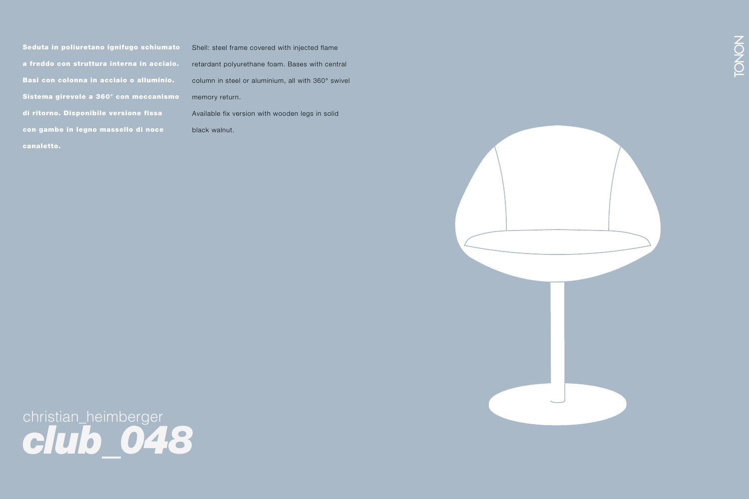**Seduta in poliuretano ignifugo schiumato a freddo con struttura interna in acciaio. Basi con colonna in acciaio o alluminio. Sistema girevole a 360° con meccanismo di ritorno. Disponibile versione fissa con gambe in legno massello di noce canaletto.**

Shell: steel frame covered with injected flame retardant polyurethane foam. Bases with central column in steel or aluminium, all with 360° swivel memory return.

Available fix version with wooden legs in solid black walnut.

christian_heimberger

# *club_048*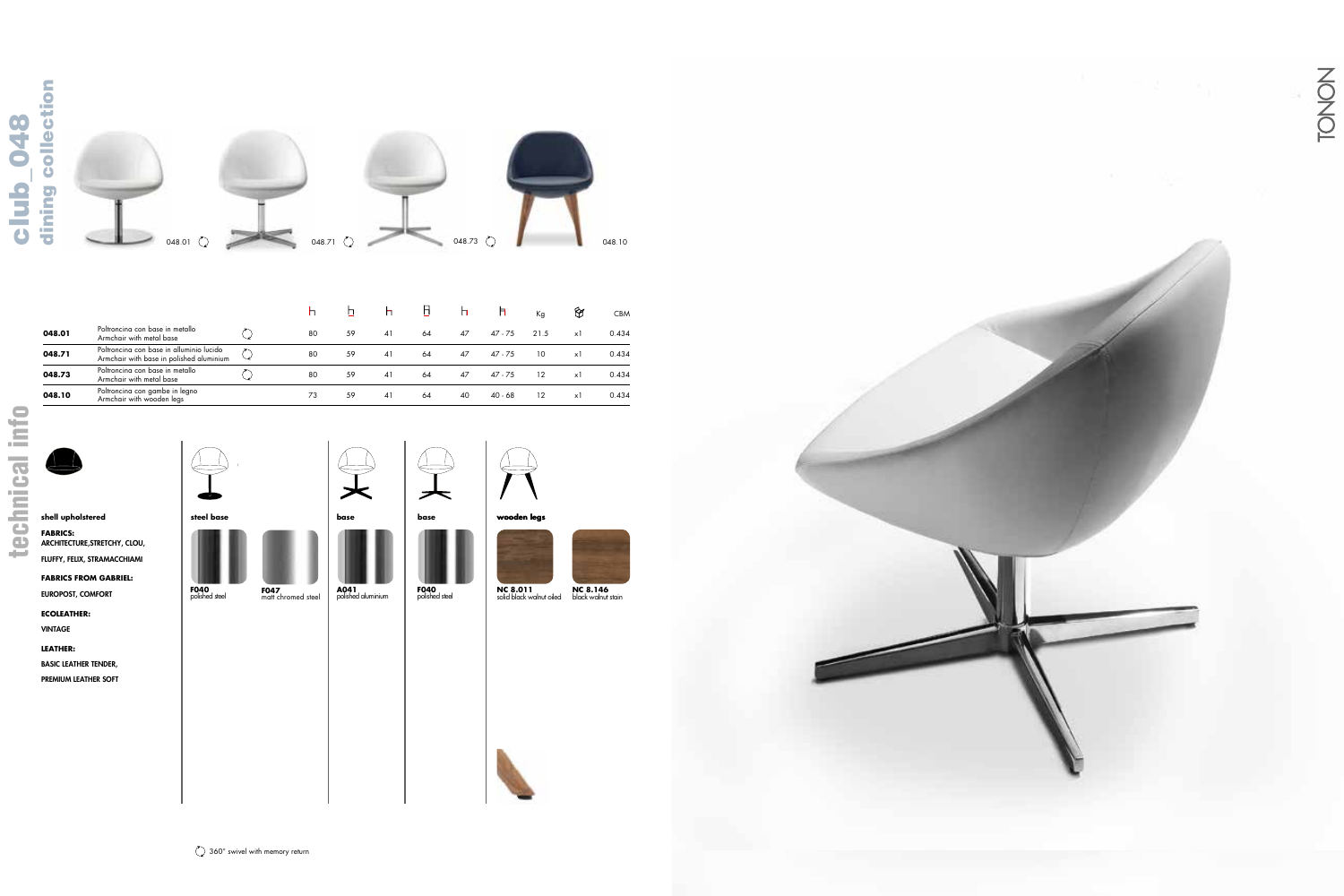# club_048

## dining collection

048.01 048.71 048.73 048.10

| | | | h | h | h | h | h | h | Kg | | CBM |
|---|---|---|---|---|---|---|---|---|---|---|---|
| **048.01** | Poltroncina con base in metallo<br>Armchair with metal base | ◌ | 80 | 59 | 41 | 64 | 47 | 47 - 75 | 21.5 | x1 | 0.434 |
| **048.71** | Poltroncina con base in alluminio lucido<br>Armchair with base in polished aluminium | ◌ | 80 | 59 | 41 | 64 | 47 | 47 - 75 | 10 | x1 | 0.434 |
| **048.73** | Poltroncina con base in metallo<br>Armchair with metal base | ◌ | 80 | 59 | 41 | 64 | 47 | 47 - 75 | 12 | x1 | 0.434 |
| **048.10** | Poltroncina con gambe in legno<br>Armchair with wooden legs | | 73 | 59 | 41 | 64 | 40 | 40 - 68 | 12 | x1 | 0.434 |

## technical info

**shell upholstered**

**FABRICS:**
ARCHITECTURE,STRETCHY, CLOU,
FLUFFY, FELIX, STRAMACCHIAMI

**FABRICS FROM GABRIEL:**
EUROPOST, COMFORT

**ECOLEATHER:**
VINTAGE

**LEATHER:**
BASIC LEATHER TENDER,
PREMIUM LEATHER SOFT

**steel base**

**F040** polished steel

**F047** matt chromed steel

**base**

**A041** polished aluminium

**base**

**F040** polished steel

**wooden legs**

**NC 8.011** solid black walnut oiled

**NC 8.146** black walnut stain

◌ 360° swivel with memory return

TONON